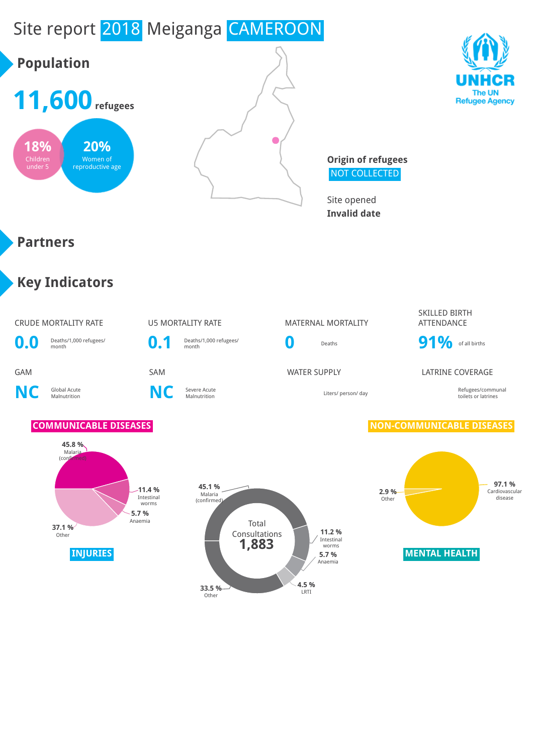# Site report 2018 Meiganga CAMEROON

UNHCR
The UN Refugee Agency

## Population

**11,600** refugees

**18%** Children under 5

**20%** Women of reproductive age

**Origin of refugees**
NOT COLLECTED

Site opened
**Invalid date**

## Partners

## Key Indicators

| Indicator | Value | Unit |
|---|---|---|
| CRUDE MORTALITY RATE | 0.0 | Deaths/1,000 refugees/month |
| U5 MORTALITY RATE | 0.1 | Deaths/1,000 refugees/month |
| MATERNAL MORTALITY | 0 | Deaths |
| SKILLED BIRTH ATTENDANCE | 91% | of all births |
| GAM | NC | Global Acute Malnutrition |
| SAM | NC | Severe Acute Malnutrition |
| WATER SUPPLY | | Liters/ person/ day |
| LATRINE COVERAGE | | Refugees/communal toilets or latrines |

### COMMUNICABLE DISEASES

- 45.8 % Malaria (confirmed)
- 11.4 % Intestinal worms
- 5.7 % Anaemia
- 37.1 % Other

### Total Consultations 1,883

- 45.1 % Malaria (confirmed)
- 11.2 % Intestinal worms
- 5.7 % Anaemia
- 4.5 % LRTI
- 33.5 % Other

### NON-COMMUNICABLE DISEASES

- 97.1 % Cardiovascular disease
- 2.9 % Other

### INJURIES

### MENTAL HEALTH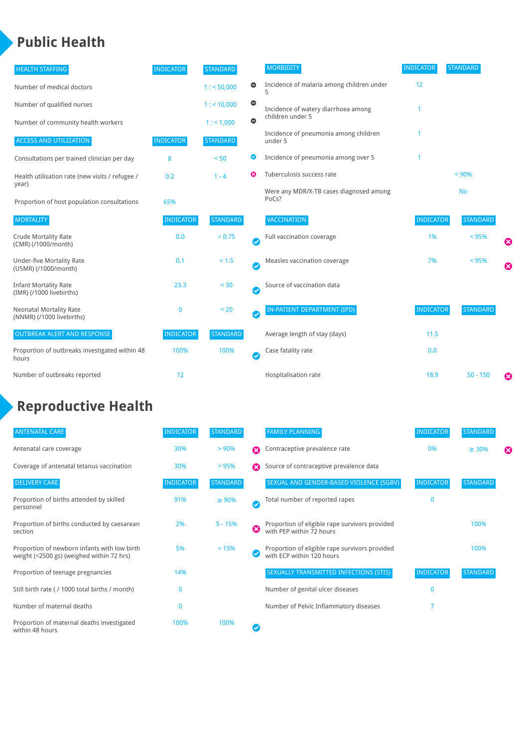# Public Health

| HEALTH STAFFING | INDICATOR | STANDARD | |
|---|---|---|---|
| Number of medical doctors | | 1 : < 50,000 | ⊖ |
| Number of qualified nurses | | 1 : < 10,000 | ⊖ |
| Number of community health workers | | 1 : < 1,000 | ⊖ |

| ACCESS AND UTILIZATION | INDICATOR | STANDARD | |
|---|---|---|---|
| Consultations per trained clinician per day | 8 | < 50 | ✔ |
| Health utilisation rate (new visits / refugee / year) | 0.2 | 1 - 4 | ✖ |
| Proportion of host population consultations | 65% | | |

| MORTALITY | INDICATOR | STANDARD | |
|---|---|---|---|
| Crude Mortality Rate (CMR) (/1000/month) | 0.0 | < 0.75 | ✔ |
| Under-five Mortality Rate (U5MR) (/1000/month) | 0.1 | < 1.5 | ✔ |
| Infant Mortality Rate (IMR) (/1000 livebirths) | 23.3 | < 30 | ✔ |
| Neonatal Mortality Rate (NNMR) (/1000 livebirths) | 0 | < 20 | ✔ |

| OUTBREAK ALERT AND RESPONSE | INDICATOR | STANDARD | |
|---|---|---|---|
| Proportion of outbreaks investigated within 48 hours | 100% | 100% | ✔ |
| Number of outbreaks reported | 12 | | |

| MORBIDITY | INDICATOR | STANDARD | |
|---|---|---|---|
| Incidence of malaria among children under 5 | 12 | | |
| Incidence of watery diarrhoea among children under 5 | 1 | | |
| Incidence of pneumonia among children under 5 | 1 | | |
| Incidence of pneumonia among over 5 | 1 | | |
| Tuberculosis success rate | | < 90% | |
| Were any MDR/X-TB cases diagnosed among PoCs? | | No | |

| VACCINATION | INDICATOR | STANDARD | |
|---|---|---|---|
| Full vaccination coverage | 1% | < 95% | ✖ |
| Measles vaccination coverage | 7% | < 95% | ✖ |
| Source of vaccination data | | | |

| IN-PATIENT DEPARTMENT (IPD) | INDICATOR | STANDARD | |
|---|---|---|---|
| Average length of stay (days) | 11.5 | | |
| Case fatality rate | 0.0 | | |
| Hospitalisation rate | 18.9 | 50 - 150 | ✖ |

# Reproductive Health

| ANTENATAL CARE | INDICATOR | STANDARD | |
|---|---|---|---|
| Antenatal care coverage | 30% | > 90% | ✖ |
| Coverage of antenatal tetanus vaccination | 30% | > 95% | ✖ |

| DELIVERY CARE | INDICATOR | STANDARD | |
|---|---|---|---|
| Proportion of births attended by skilled personnel | 91% | ≥ 90% | ✔ |
| Proportion of births conducted by caesarean section | 2% | 5 - 15% | ✖ |
| Proportion of newborn infants with low birth weight (<2500 gs) (weighed within 72 hrs) | 5% | < 15% | ✔ |
| Proportion of teenage pregnancies | 14% | | |
| Still birth rate ( / 1000 total births / month) | 0 | | |
| Number of maternal deaths | 0 | | |
| Proportion of maternal deaths investigated within 48 hours | 100% | 100% | ✔ |

| FAMILY PLANNING | INDICATOR | STANDARD | |
|---|---|---|---|
| Contraceptive prevalence rate | 0% | ≥ 30% | ✖ |
| Source of contraceptive prevalence data | | | |

| SEXUAL AND GENDER-BASED VIOLENCE (SGBV) | INDICATOR | STANDARD |
|---|---|---|
| Total number of reported rapes | 0 | |
| Proportion of eligible rape survivors provided with PEP within 72 hours | | 100% |
| Proportion of eligible rape survivors provided with ECP within 120 hours | | 100% |

| SEXUALLY TRANSMITTED INFECTIONS (STIS) | INDICATOR | STANDARD |
|---|---|---|
| Number of genital ulcer diseases | 0 | |
| Number of Pelvic Inflammatory diseases | 7 | |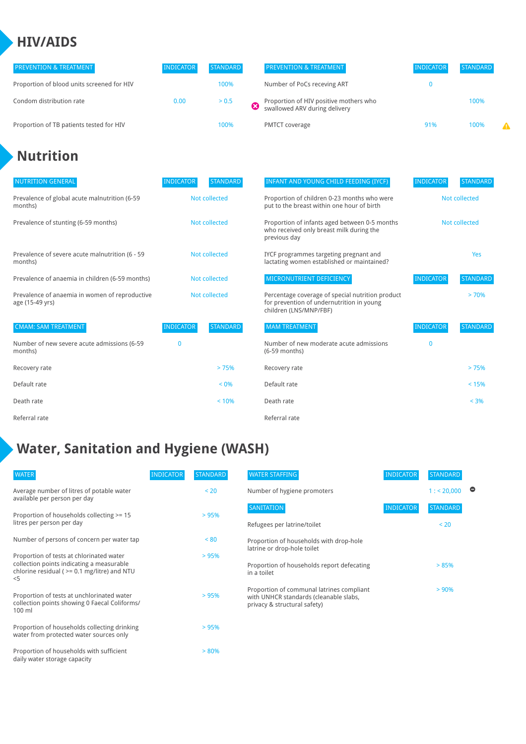# HIV/AIDS

| PREVENTION & TREATMENT | INDICATOR | STANDARD |
| --- | --- | --- |
| Proportion of blood units screened for HIV | | 100% |
| Condom distribution rate | 0.00 | > 0.5 |
| Proportion of TB patients tested for HIV | | 100% |

| PREVENTION & TREATMENT | INDICATOR | STANDARD |
| --- | --- | --- |
| Number of PoCs receving ART | 0 | |
| Proportion of HIV positive mothers who swallowed ARV during delivery | | 100% |
| PMTCT coverage | 91% | 100% |

# Nutrition

| NUTRITION GENERAL | INDICATOR | STANDARD |
| --- | --- | --- |
| Prevalence of global acute malnutrition (6-59 months) | Not collected | |
| Prevalence of stunting (6-59 months) | Not collected | |
| Prevalence of severe acute malnutrition (6 - 59 months) | Not collected | |
| Prevalence of anaemia in children (6-59 months) | Not collected | |
| Prevalence of anaemia in women of reproductive age (15-49 yrs) | Not collected | |

| INFANT AND YOUNG CHILD FEEDING (IYCF) | INDICATOR | STANDARD |
| --- | --- | --- |
| Proportion of children 0-23 months who were put to the breast within one hour of birth | Not collected | |
| Proportion of infants aged between 0-5 months who received only breast milk during the previous day | Not collected | |
| IYCF programmes targeting pregnant and lactating women established or maintained? | | Yes |

| MICRONUTRIENT DEFICIENCY | INDICATOR | STANDARD |
| --- | --- | --- |
| Percentage coverage of special nutrition product for prevention of undernutrition in young children (LNS/MNP/FBF) | | > 70% |

| CMAM: SAM TREATMENT | INDICATOR | STANDARD |
| --- | --- | --- |
| Number of new severe acute admissions (6-59 months) | 0 | |
| Recovery rate | | > 75% |
| Default rate | | < 0% |
| Death rate | | < 10% |
| Referral rate | | |

| MAM TREATMENT | INDICATOR | STANDARD |
| --- | --- | --- |
| Number of new moderate acute admissions (6-59 months) | 0 | |
| Recovery rate | | > 75% |
| Default rate | | < 15% |
| Death rate | | < 3% |
| Referral rate | | |

# Water, Sanitation and Hygiene (WASH)

| WATER | INDICATOR | STANDARD |
| --- | --- | --- |
| Average number of litres of potable water available per person per day | | < 20 |
| Proportion of households collecting >= 15 litres per person per day | | > 95% |
| Number of persons of concern per water tap | | < 80 |
| Proportion of tests at chlorinated water collection points indicating a measurable chlorine residual ( >= 0.1 mg/litre) and NTU <5 | | > 95% |
| Proportion of tests at unchlorinated water collection points showing 0 Faecal Coliforms/ 100 ml | | > 95% |
| Proportion of households collecting drinking water from protected water sources only | | > 95% |
| Proportion of households with sufficient daily water storage capacity | | > 80% |

| WATER STAFFING | INDICATOR | STANDARD |
| --- | --- | --- |
| Number of hygiene promoters | | 1 : < 20,000 |

| SANITATION | INDICATOR | STANDARD |
| --- | --- | --- |
| Refugees per latrine/toilet | | < 20 |
| Proportion of households with drop-hole latrine or drop-hole toilet | | |
| Proportion of households report defecating in a toilet | | > 85% |
| Proportion of communal latrines compliant with UNHCR standards (cleanable slabs, privacy & structural safety) | | > 90% |